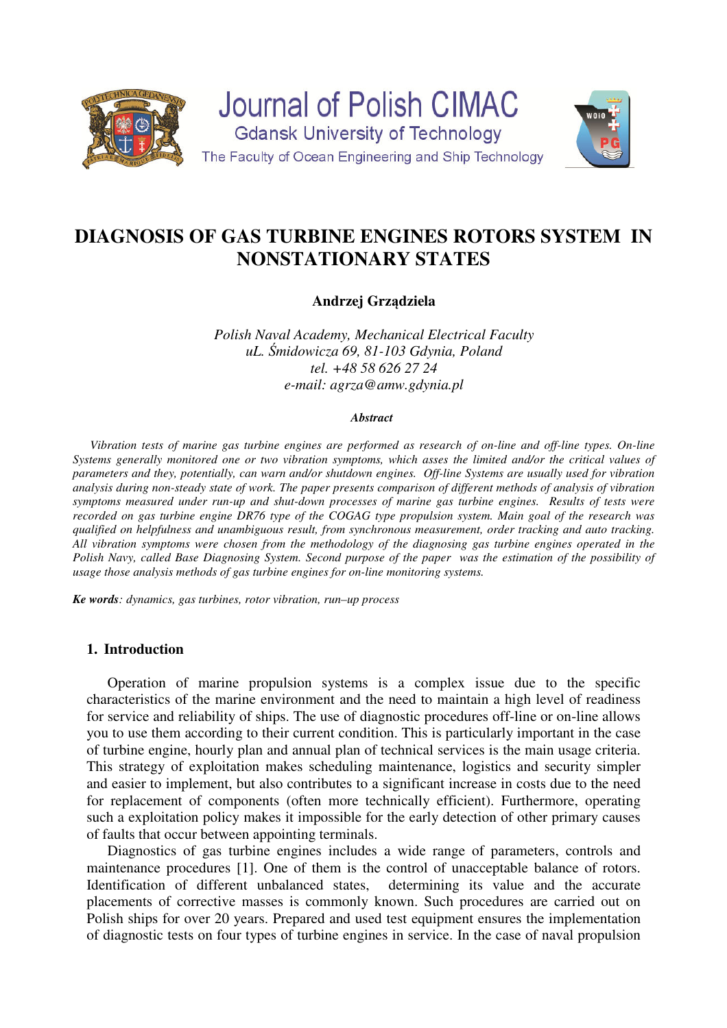Journal of Polish CIMAC

Gdansk University of Technology

The Faculty of Ocean Engineering and Ship Technology

# DIAGNOSIS OF GAS TURBINE ENGINES ROTORS SYSTEM IN NONSTATIONARY STATES

**Andrzej Grządziela**

*Polish Naval Academy, Mechanical Electrical Faculty*
*uL. Śmidowicza 69, 81-103 Gdynia, Poland*
*tel. +48 58 626 27 24*
*e-mail: agrza@amw.gdynia.pl*

***Abstract***

*Vibration tests of marine gas turbine engines are performed as research of on-line and off-line types. On-line Systems generally monitored one or two vibration symptoms, which asses the limited and/or the critical values of parameters and they, potentially, can warn and/or shutdown engines. Off-line Systems are usually used for vibration analysis during non-steady state of work. The paper presents comparison of different methods of analysis of vibration symptoms measured under run-up and shut-down processes of marine gas turbine engines. Results of tests were recorded on gas turbine engine DR76 type of the COGAG type propulsion system. Main goal of the research was qualified on helpfulness and unambiguous result, from synchronous measurement, order tracking and auto tracking. All vibration symptoms were chosen from the methodology of the diagnosing gas turbine engines operated in the Polish Navy, called Base Diagnosing System. Second purpose of the paper was the estimation of the possibility of usage those analysis methods of gas turbine engines for on-line monitoring systems.*

***Ke words****: dynamics, gas turbines, rotor vibration, run–up process*

## 1. Introduction

Operation of marine propulsion systems is a complex issue due to the specific characteristics of the marine environment and the need to maintain a high level of readiness for service and reliability of ships. The use of diagnostic procedures off-line or on-line allows you to use them according to their current condition. This is particularly important in the case of turbine engine, hourly plan and annual plan of technical services is the main usage criteria. This strategy of exploitation makes scheduling maintenance, logistics and security simpler and easier to implement, but also contributes to a significant increase in costs due to the need for replacement of components (often more technically efficient). Furthermore, operating such a exploitation policy makes it impossible for the early detection of other primary causes of faults that occur between appointing terminals.

Diagnostics of gas turbine engines includes a wide range of parameters, controls and maintenance procedures [1]. One of them is the control of unacceptable balance of rotors. Identification of different unbalanced states, determining its value and the accurate placements of corrective masses is commonly known. Such procedures are carried out on Polish ships for over 20 years. Prepared and used test equipment ensures the implementation of diagnostic tests on four types of turbine engines in service. In the case of naval propulsion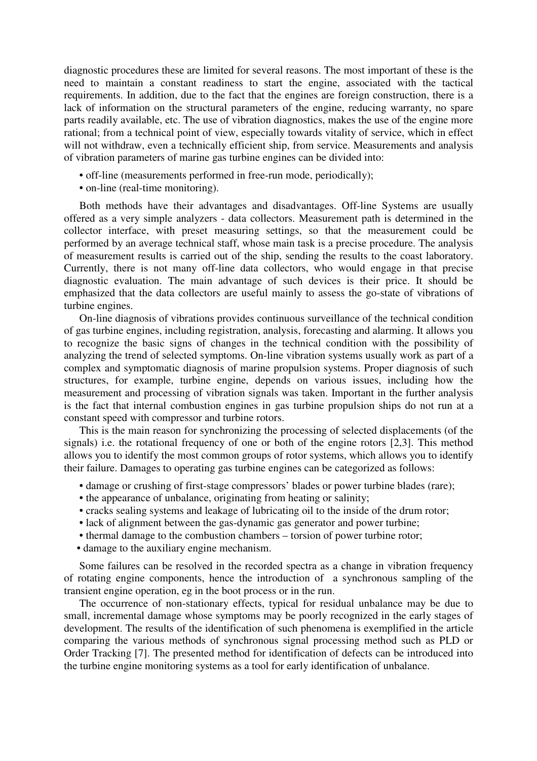diagnostic procedures these are limited for several reasons. The most important of these is the need to maintain a constant readiness to start the engine, associated with the tactical requirements. In addition, due to the fact that the engines are foreign construction, there is a lack of information on the structural parameters of the engine, reducing warranty, no spare parts readily available, etc. The use of vibration diagnostics, makes the use of the engine more rational; from a technical point of view, especially towards vitality of service, which in effect will not withdraw, even a technically efficient ship, from service. Measurements and analysis of vibration parameters of marine gas turbine engines can be divided into:

- off-line (measurements performed in free-run mode, periodically);
- on-line (real-time monitoring).

Both methods have their advantages and disadvantages. Off-line Systems are usually offered as a very simple analyzers - data collectors. Measurement path is determined in the collector interface, with preset measuring settings, so that the measurement could be performed by an average technical staff, whose main task is a precise procedure. The analysis of measurement results is carried out of the ship, sending the results to the coast laboratory. Currently, there is not many off-line data collectors, who would engage in that precise diagnostic evaluation. The main advantage of such devices is their price. It should be emphasized that the data collectors are useful mainly to assess the go-state of vibrations of turbine engines.

On-line diagnosis of vibrations provides continuous surveillance of the technical condition of gas turbine engines, including registration, analysis, forecasting and alarming. It allows you to recognize the basic signs of changes in the technical condition with the possibility of analyzing the trend of selected symptoms. On-line vibration systems usually work as part of a complex and symptomatic diagnosis of marine propulsion systems. Proper diagnosis of such structures, for example, turbine engine, depends on various issues, including how the measurement and processing of vibration signals was taken. Important in the further analysis is the fact that internal combustion engines in gas turbine propulsion ships do not run at a constant speed with compressor and turbine rotors.

This is the main reason for synchronizing the processing of selected displacements (of the signals) i.e. the rotational frequency of one or both of the engine rotors [2,3]. This method allows you to identify the most common groups of rotor systems, which allows you to identify their failure. Damages to operating gas turbine engines can be categorized as follows:

- damage or crushing of first-stage compressors' blades or power turbine blades (rare);
- the appearance of unbalance, originating from heating or salinity;
- cracks sealing systems and leakage of lubricating oil to the inside of the drum rotor;
- lack of alignment between the gas-dynamic gas generator and power turbine;
- thermal damage to the combustion chambers – torsion of power turbine rotor;
- damage to the auxiliary engine mechanism.

Some failures can be resolved in the recorded spectra as a change in vibration frequency of rotating engine components, hence the introduction of a synchronous sampling of the transient engine operation, eg in the boot process or in the run.

The occurrence of non-stationary effects, typical for residual unbalance may be due to small, incremental damage whose symptoms may be poorly recognized in the early stages of development. The results of the identification of such phenomena is exemplified in the article comparing the various methods of synchronous signal processing method such as PLD or Order Tracking [7]. The presented method for identification of defects can be introduced into the turbine engine monitoring systems as a tool for early identification of unbalance.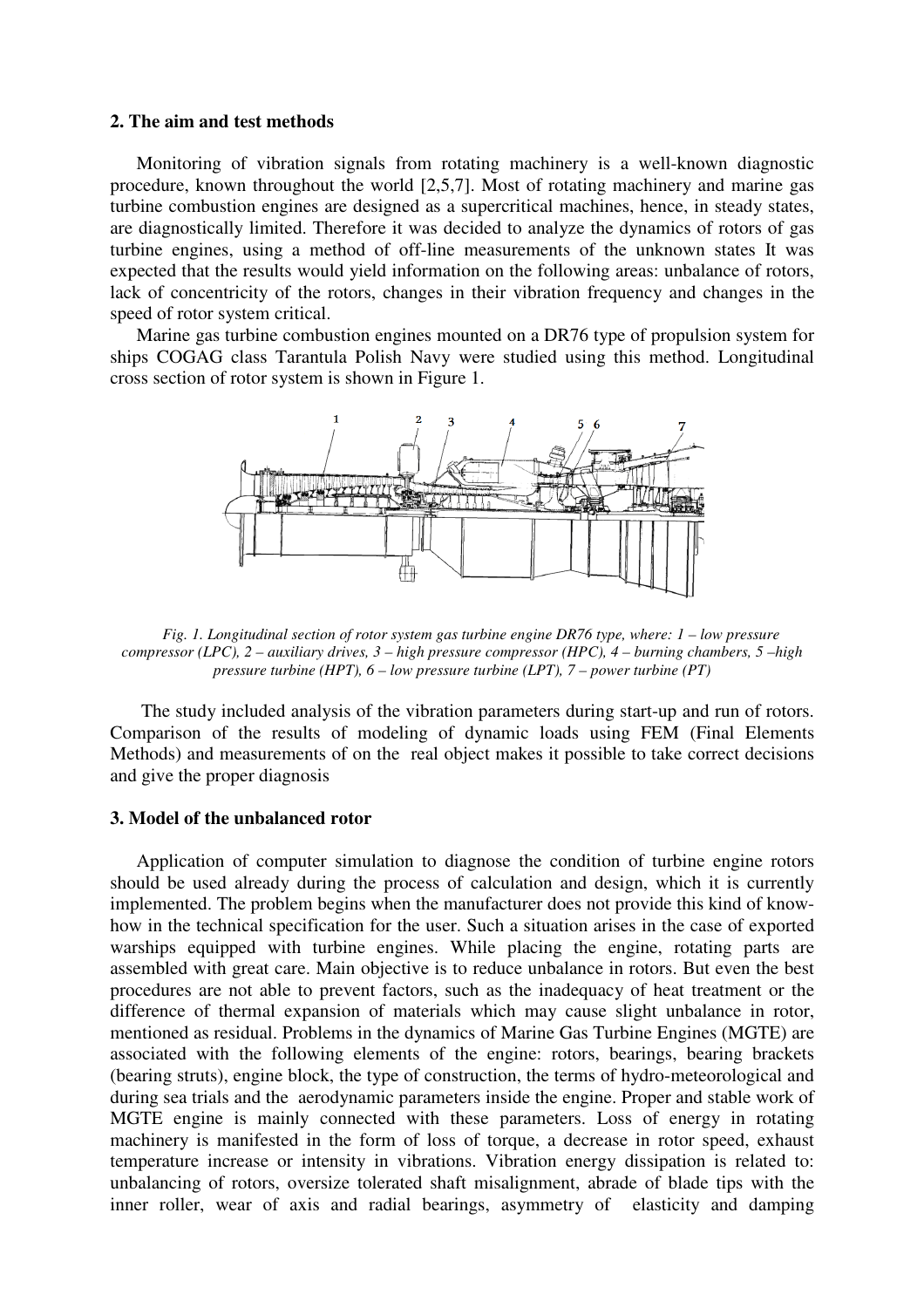## 2. The aim and test methods

Monitoring of vibration signals from rotating machinery is a well-known diagnostic procedure, known throughout the world [2,5,7]. Most of rotating machinery and marine gas turbine combustion engines are designed as a supercritical machines, hence, in steady states, are diagnostically limited. Therefore it was decided to analyze the dynamics of rotors of gas turbine engines, using a method of off-line measurements of the unknown states It was expected that the results would yield information on the following areas: unbalance of rotors, lack of concentricity of the rotors, changes in their vibration frequency and changes in the speed of rotor system critical.

Marine gas turbine combustion engines mounted on a DR76 type of propulsion system for ships COGAG class Tarantula Polish Navy were studied using this method. Longitudinal cross section of rotor system is shown in Figure 1.

1 2 3 4 5 6 7

*Fig. 1. Longitudinal section of rotor system gas turbine engine DR76 type, where: 1 – low pressure compressor (LPC), 2 – auxiliary drives, 3 – high pressure compressor (HPC), 4 – burning chambers, 5 –high pressure turbine (HPT), 6 – low pressure turbine (LPT), 7 – power turbine (PT)*

The study included analysis of the vibration parameters during start-up and run of rotors. Comparison of the results of modeling of dynamic loads using FEM (Final Elements Methods) and measurements of on the real object makes it possible to take correct decisions and give the proper diagnosis

## 3. Model of the unbalanced rotor

Application of computer simulation to diagnose the condition of turbine engine rotors should be used already during the process of calculation and design, which it is currently implemented. The problem begins when the manufacturer does not provide this kind of know-how in the technical specification for the user. Such a situation arises in the case of exported warships equipped with turbine engines. While placing the engine, rotating parts are assembled with great care. Main objective is to reduce unbalance in rotors. But even the best procedures are not able to prevent factors, such as the inadequacy of heat treatment or the difference of thermal expansion of materials which may cause slight unbalance in rotor, mentioned as residual. Problems in the dynamics of Marine Gas Turbine Engines (MGTE) are associated with the following elements of the engine: rotors, bearings, bearing brackets (bearing struts), engine block, the type of construction, the terms of hydro-meteorological and during sea trials and the aerodynamic parameters inside the engine. Proper and stable work of MGTE engine is mainly connected with these parameters. Loss of energy in rotating machinery is manifested in the form of loss of torque, a decrease in rotor speed, exhaust temperature increase or intensity in vibrations. Vibration energy dissipation is related to: unbalancing of rotors, oversize tolerated shaft misalignment, abrade of blade tips with the inner roller, wear of axis and radial bearings, asymmetry of elasticity and damping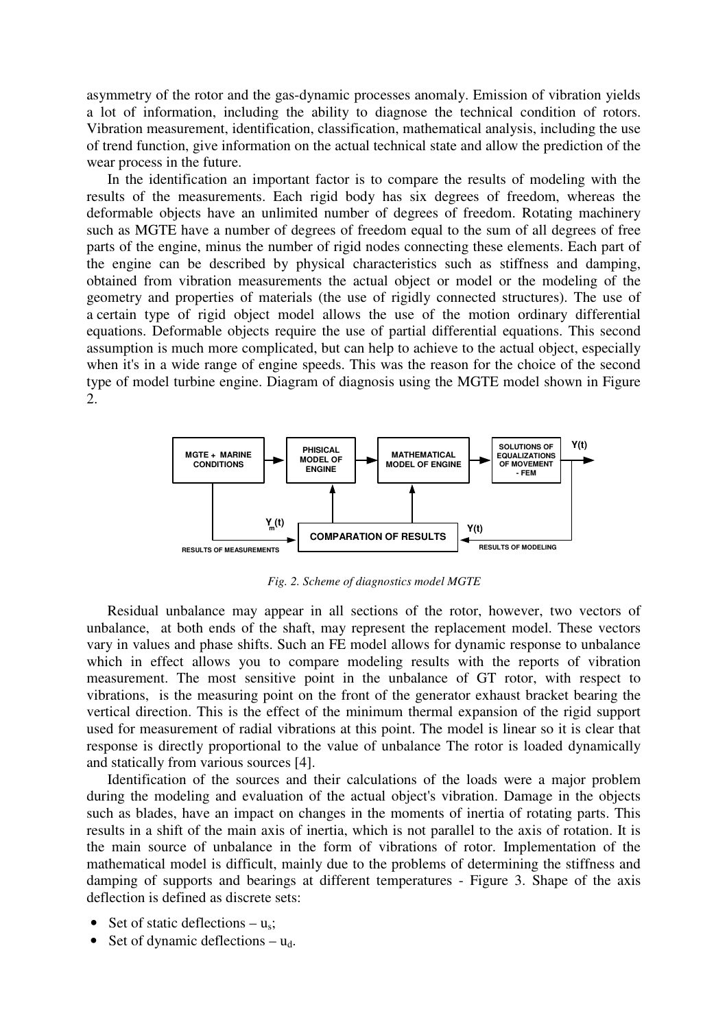asymmetry of the rotor and the gas-dynamic processes anomaly. Emission of vibration yields a lot of information, including the ability to diagnose the technical condition of rotors. Vibration measurement, identification, classification, mathematical analysis, including the use of trend function, give information on the actual technical state and allow the prediction of the wear process in the future.

In the identification an important factor is to compare the results of modeling with the results of the measurements. Each rigid body has six degrees of freedom, whereas the deformable objects have an unlimited number of degrees of freedom. Rotating machinery such as MGTE have a number of degrees of freedom equal to the sum of all degrees of free parts of the engine, minus the number of rigid nodes connecting these elements. Each part of the engine can be described by physical characteristics such as stiffness and damping, obtained from vibration measurements the actual object or model or the modeling of the geometry and properties of materials (the use of rigidly connected structures). The use of a certain type of rigid object model allows the use of the motion ordinary differential equations. Deformable objects require the use of partial differential equations. This second assumption is much more complicated, but can help to achieve to the actual object, especially when it's in a wide range of engine speeds. This was the reason for the choice of the second type of model turbine engine. Diagram of diagnosis using the MGTE model shown in Figure 2.

MGTE + MARINE CONDITIONS
PHISICAL MODEL OF ENGINE
MATHEMATICAL MODEL OF ENGINE
SOLUTIONS OF EQUALIZATIONS OF MOVEMENT - FEM
Y(t)
$Y_m(t)$
COMPARATION OF RESULTS
Y(t)
RESULTS OF MEASUREMENTS
RESULTS OF MODELING

*Fig. 2. Scheme of diagnostics model MGTE*

Residual unbalance may appear in all sections of the rotor, however, two vectors of unbalance, at both ends of the shaft, may represent the replacement model. These vectors vary in values and phase shifts. Such an FE model allows for dynamic response to unbalance which in effect allows you to compare modeling results with the reports of vibration measurement. The most sensitive point in the unbalance of GT rotor, with respect to vibrations, is the measuring point on the front of the generator exhaust bracket bearing the vertical direction. This is the effect of the minimum thermal expansion of the rigid support used for measurement of radial vibrations at this point. The model is linear so it is clear that response is directly proportional to the value of unbalance The rotor is loaded dynamically and statically from various sources [4].

Identification of the sources and their calculations of the loads were a major problem during the modeling and evaluation of the actual object's vibration. Damage in the objects such as blades, have an impact on changes in the moments of inertia of rotating parts. This results in a shift of the main axis of inertia, which is not parallel to the axis of rotation. It is the main source of unbalance in the form of vibrations of rotor. Implementation of the mathematical model is difficult, mainly due to the problems of determining the stiffness and damping of supports and bearings at different temperatures - Figure 3. Shape of the axis deflection is defined as discrete sets:

- Set of static deflections – $u_s$;
- Set of dynamic deflections – $u_d$.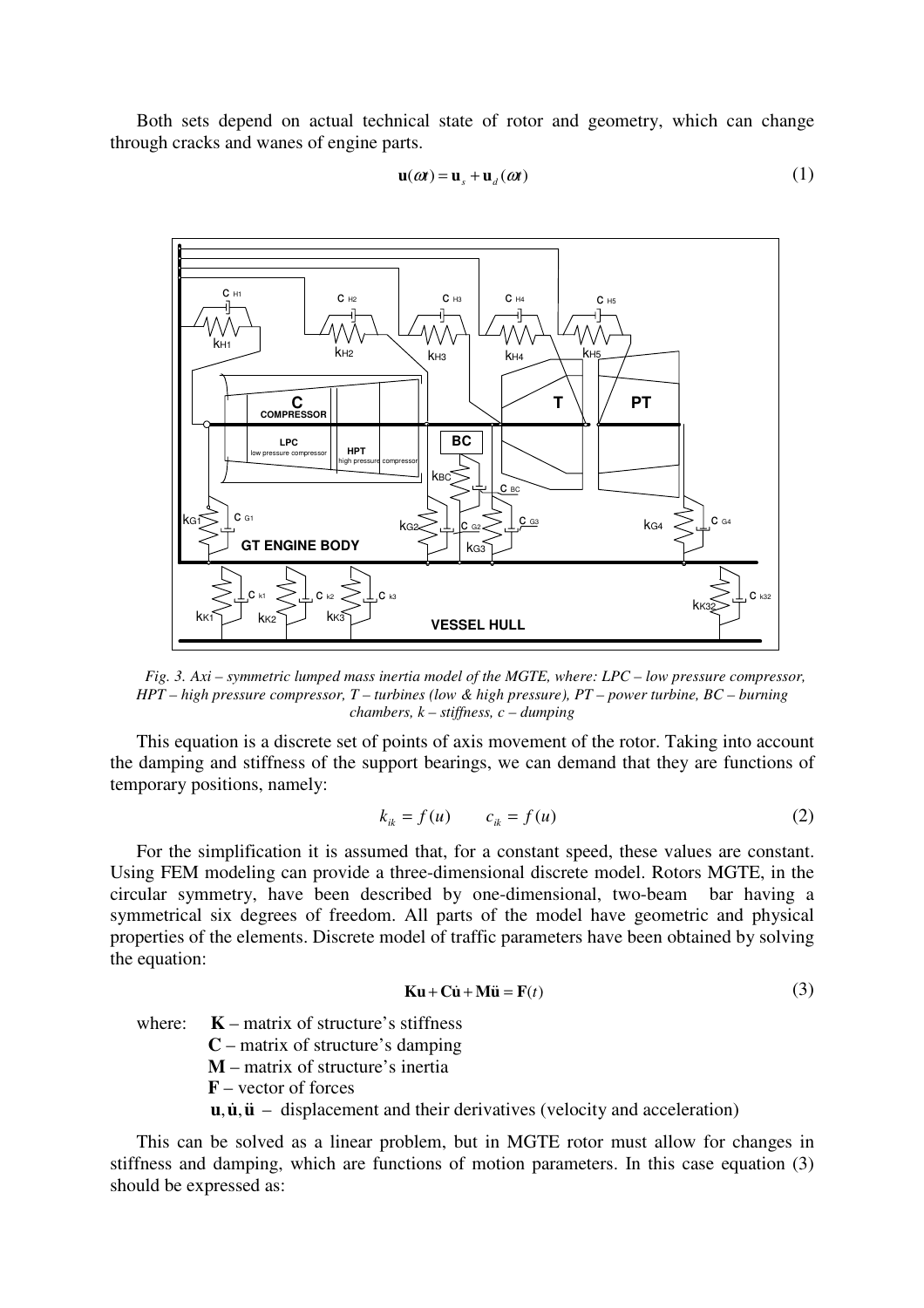Both sets depend on actual technical state of rotor and geometry, which can change through cracks and wanes of engine parts.

$$\mathbf{u}(\omega t) = \mathbf{u}_s + \mathbf{u}_d(\omega t) \tag{1}$$

*Fig. 3. Axi – symmetric lumped mass inertia model of the MGTE, where: LPC – low pressure compressor, HPT – high pressure compressor, T – turbines (low & high pressure), PT – power turbine, BC – burning chambers, k – stiffness, c – dumping*

This equation is a discrete set of points of axis movement of the rotor. Taking into account the damping and stiffness of the support bearings, we can demand that they are functions of temporary positions, namely:

$$k_{ik} = f(u) \qquad c_{ik} = f(u) \tag{2}$$

For the simplification it is assumed that, for a constant speed, these values are constant. Using FEM modeling can provide a three-dimensional discrete model. Rotors MGTE, in the circular symmetry, have been described by one-dimensional, two-beam bar having a symmetrical six degrees of freedom. All parts of the model have geometric and physical properties of the elements. Discrete model of traffic parameters have been obtained by solving the equation:

$$\mathbf{Ku} + \mathbf{C\dot{u}} + \mathbf{M\ddot{u}} = \mathbf{F}(t) \tag{3}$$

where: $\mathbf{K}$ – matrix of structure's stiffness
$\mathbf{C}$ – matrix of structure's damping
$\mathbf{M}$ – matrix of structure's inertia
$\mathbf{F}$ – vector of forces
$\mathbf{u}, \mathbf{\dot{u}}, \mathbf{\ddot{u}}$ – displacement and their derivatives (velocity and acceleration)

This can be solved as a linear problem, but in MGTE rotor must allow for changes in stiffness and damping, which are functions of motion parameters. In this case equation (3) should be expressed as: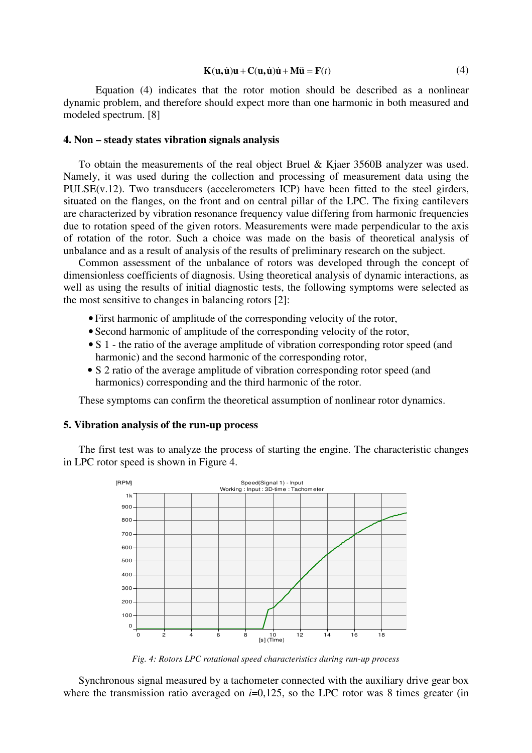$$\mathbf{K}(\mathbf{u},\dot{\mathbf{u}})\mathbf{u}+\mathbf{C}(\mathbf{u},\dot{\mathbf{u}})\dot{\mathbf{u}}+\mathbf{M}\ddot{\mathbf{u}}=\mathbf{F}(t) \tag{4}$$

Equation (4) indicates that the rotor motion should be described as a nonlinear dynamic problem, and therefore should expect more than one harmonic in both measured and modeled spectrum. [8]

## 4. Non – steady states vibration signals analysis

To obtain the measurements of the real object Bruel & Kjaer 3560B analyzer was used. Namely, it was used during the collection and processing of measurement data using the PULSE(v.12). Two transducers (accelerometers ICP) have been fitted to the steel girders, situated on the flanges, on the front and on central pillar of the LPC. The fixing cantilevers are characterized by vibration resonance frequency value differing from harmonic frequencies due to rotation speed of the given rotors. Measurements were made perpendicular to the axis of rotation of the rotor. Such a choice was made on the basis of theoretical analysis of unbalance and as a result of analysis of the results of preliminary research on the subject.

Common assessment of the unbalance of rotors was developed through the concept of dimensionless coefficients of diagnosis. Using theoretical analysis of dynamic interactions, as well as using the results of initial diagnostic tests, the following symptoms were selected as the most sensitive to changes in balancing rotors [2]:

- First harmonic of amplitude of the corresponding velocity of the rotor,
- Second harmonic of amplitude of the corresponding velocity of the rotor,
- S 1 - the ratio of the average amplitude of vibration corresponding rotor speed (and harmonic) and the second harmonic of the corresponding rotor,
- S 2 ratio of the average amplitude of vibration corresponding rotor speed (and harmonics) corresponding and the third harmonic of the rotor.

These symptoms can confirm the theoretical assumption of nonlinear rotor dynamics.

## 5. Vibration analysis of the run-up process

The first test was to analyze the process of starting the engine. The characteristic changes in LPC rotor speed is shown in Figure 4.

*Fig. 4: Rotors LPC rotational speed characteristics during run-up process*

Synchronous signal measured by a tachometer connected with the auxiliary drive gear box where the transmission ratio averaged on $i$=0,125, so the LPC rotor was 8 times greater (in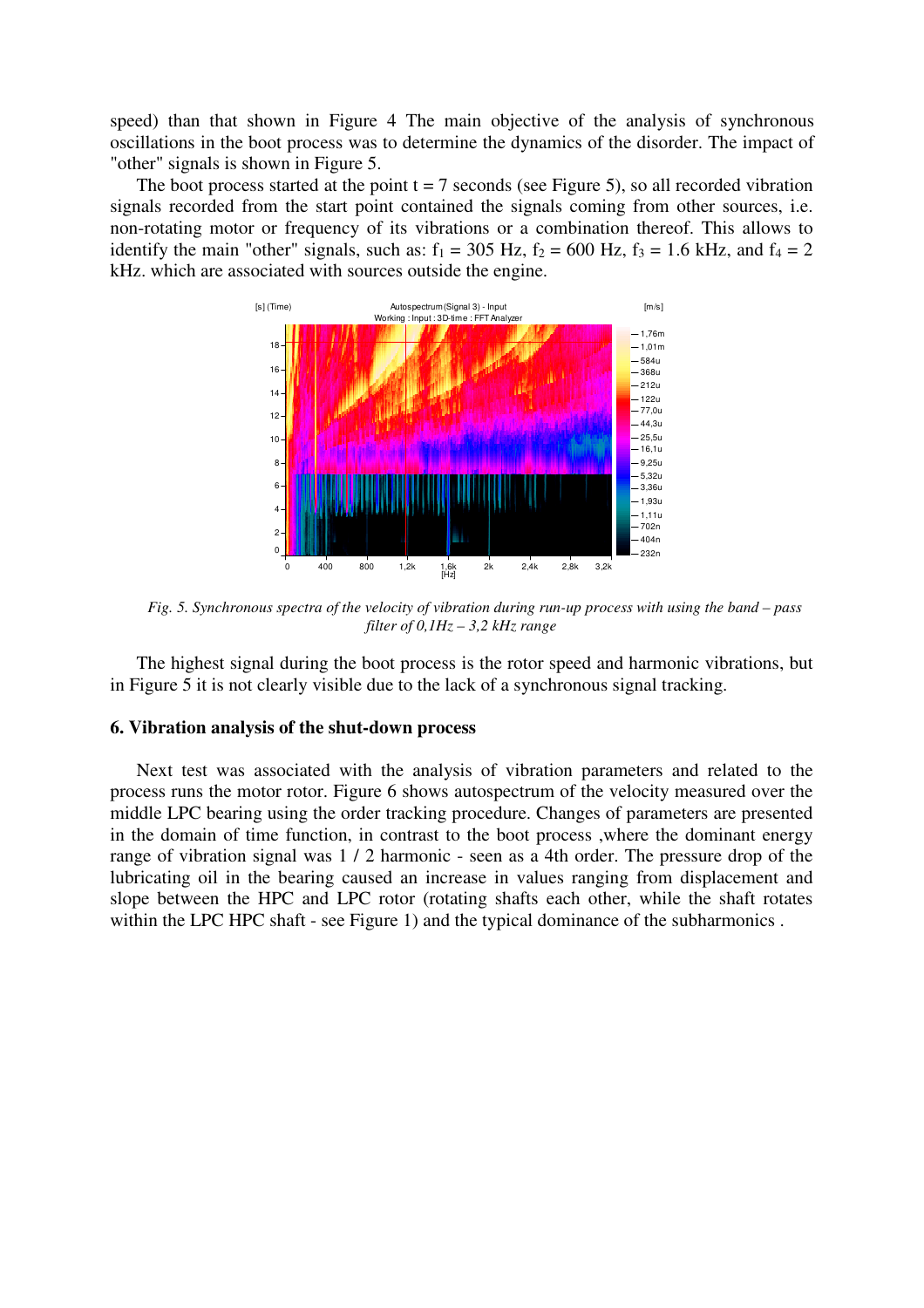speed) than that shown in Figure 4 The main objective of the analysis of synchronous oscillations in the boot process was to determine the dynamics of the disorder. The impact of "other" signals is shown in Figure 5.

The boot process started at the point t = 7 seconds (see Figure 5), so all recorded vibration signals recorded from the start point contained the signals coming from other sources, i.e. non-rotating motor or frequency of its vibrations or a combination thereof. This allows to identify the main "other" signals, such as: $f_1$ = 305 Hz, $f_2$ = 600 Hz, $f_3$ = 1.6 kHz, and $f_4$ = 2 kHz. which are associated with sources outside the engine.

*Fig. 5. Synchronous spectra of the velocity of vibration during run-up process with using the band – pass filter of 0,1Hz – 3,2 kHz range*

The highest signal during the boot process is the rotor speed and harmonic vibrations, but in Figure 5 it is not clearly visible due to the lack of a synchronous signal tracking.

## 6. Vibration analysis of the shut-down process

Next test was associated with the analysis of vibration parameters and related to the process runs the motor rotor. Figure 6 shows autospectrum of the velocity measured over the middle LPC bearing using the order tracking procedure. Changes of parameters are presented in the domain of time function, in contrast to the boot process ,where the dominant energy range of vibration signal was 1 / 2 harmonic - seen as a 4th order. The pressure drop of the lubricating oil in the bearing caused an increase in values ranging from displacement and slope between the HPC and LPC rotor (rotating shafts each other, while the shaft rotates within the LPC HPC shaft - see Figure 1) and the typical dominance of the subharmonics .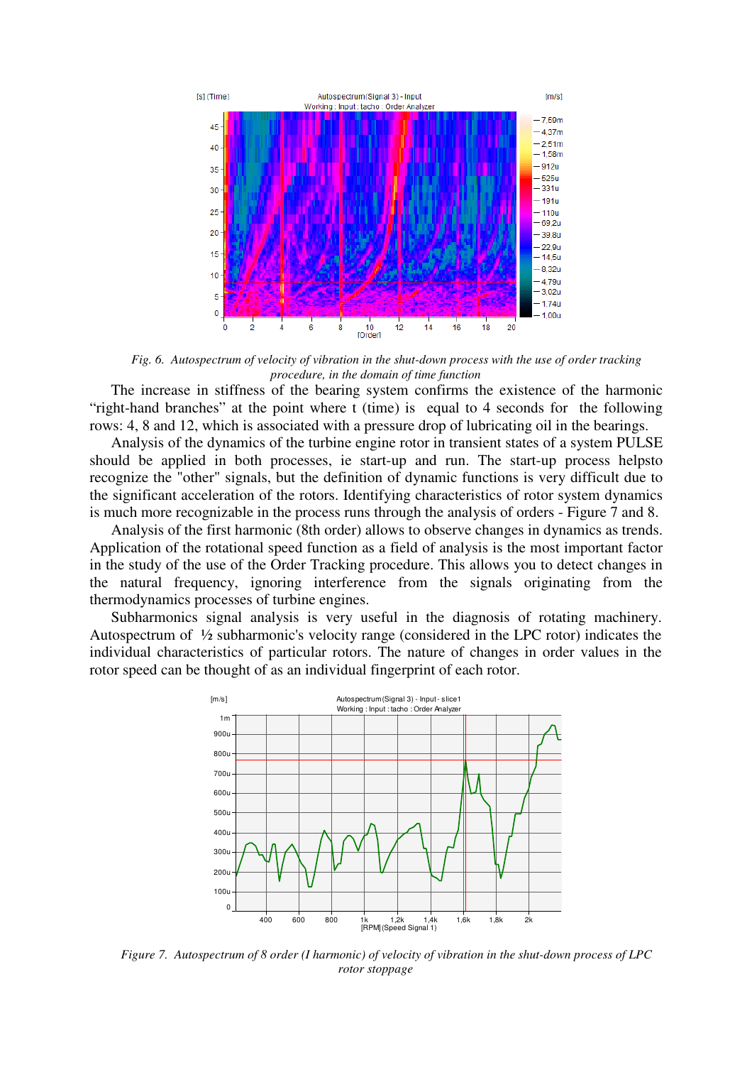*Fig. 6. Autospectrum of velocity of vibration in the shut-down process with the use of order tracking procedure, in the domain of time function*

The increase in stiffness of the bearing system confirms the existence of the harmonic “right-hand branches” at the point where t (time) is equal to 4 seconds for the following rows: 4, 8 and 12, which is associated with a pressure drop of lubricating oil in the bearings.

Analysis of the dynamics of the turbine engine rotor in transient states of a system PULSE should be applied in both processes, ie start-up and run. The start-up process helpsto recognize the "other" signals, but the definition of dynamic functions is very difficult due to the significant acceleration of the rotors. Identifying characteristics of rotor system dynamics is much more recognizable in the process runs through the analysis of orders - Figure 7 and 8.

Analysis of the first harmonic (8th order) allows to observe changes in dynamics as trends. Application of the rotational speed function as a field of analysis is the most important factor in the study of the use of the Order Tracking procedure. This allows you to detect changes in the natural frequency, ignoring interference from the signals originating from the thermodynamics processes of turbine engines.

Subharmonics signal analysis is very useful in the diagnosis of rotating machinery. Autospectrum of ½ subharmonic's velocity range (considered in the LPC rotor) indicates the individual characteristics of particular rotors. The nature of changes in order values in the rotor speed can be thought of as an individual fingerprint of each rotor.

*Figure 7. Autospectrum of 8 order (I harmonic) of velocity of vibration in the shut-down process of LPC rotor stoppage*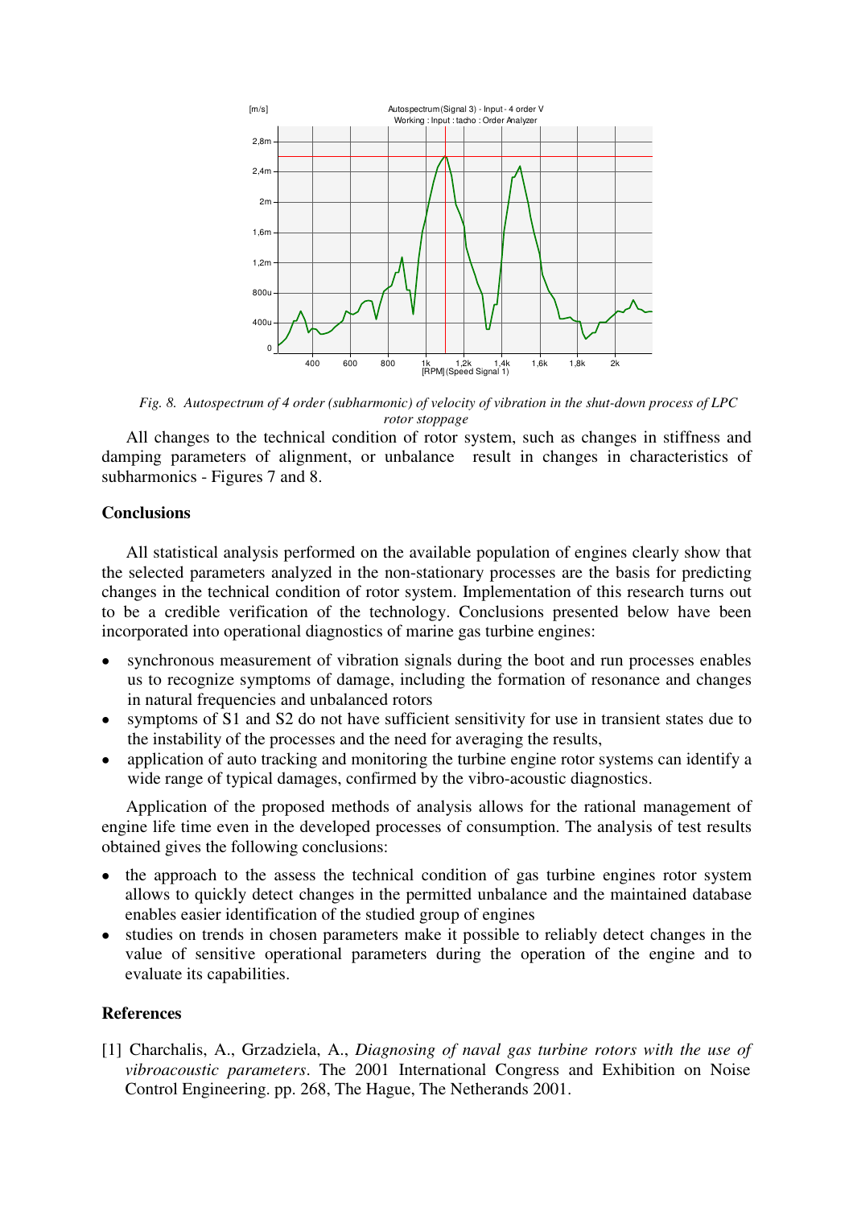[m/s]

Autospectrum(Signal 3) - Input - 4 order V
Working : Input : tacho : Order Analyzer

2,8m
2,4m
2m
1,6m
1,2m
800u
400u
0

400 600 800 1k 1,2k 1,4k 1,6k 1,8k 2k
[RPM] (Speed Signal 1)

*Fig. 8. Autospectrum of 4 order (subharmonic) of velocity of vibration in the shut-down process of LPC rotor stoppage*

All changes to the technical condition of rotor system, such as changes in stiffness and damping parameters of alignment, or unbalance result in changes in characteristics of subharmonics - Figures 7 and 8.

## Conclusions

All statistical analysis performed on the available population of engines clearly show that the selected parameters analyzed in the non-stationary processes are the basis for predicting changes in the technical condition of rotor system. Implementation of this research turns out to be a credible verification of the technology. Conclusions presented below have been incorporated into operational diagnostics of marine gas turbine engines:

- synchronous measurement of vibration signals during the boot and run processes enables us to recognize symptoms of damage, including the formation of resonance and changes in natural frequencies and unbalanced rotors
- symptoms of S1 and S2 do not have sufficient sensitivity for use in transient states due to the instability of the processes and the need for averaging the results,
- application of auto tracking and monitoring the turbine engine rotor systems can identify a wide range of typical damages, confirmed by the vibro-acoustic diagnostics.

Application of the proposed methods of analysis allows for the rational management of engine life time even in the developed processes of consumption. The analysis of test results obtained gives the following conclusions:

- the approach to the assess the technical condition of gas turbine engines rotor system allows to quickly detect changes in the permitted unbalance and the maintained database enables easier identification of the studied group of engines
- studies on trends in chosen parameters make it possible to reliably detect changes in the value of sensitive operational parameters during the operation of the engine and to evaluate its capabilities.

## References

[1] Charchalis, A., Grzadziela, A., *Diagnosing of naval gas turbine rotors with the use of vibroacoustic parameters*. The 2001 International Congress and Exhibition on Noise Control Engineering. pp. 268, The Hague, The Netherands 2001.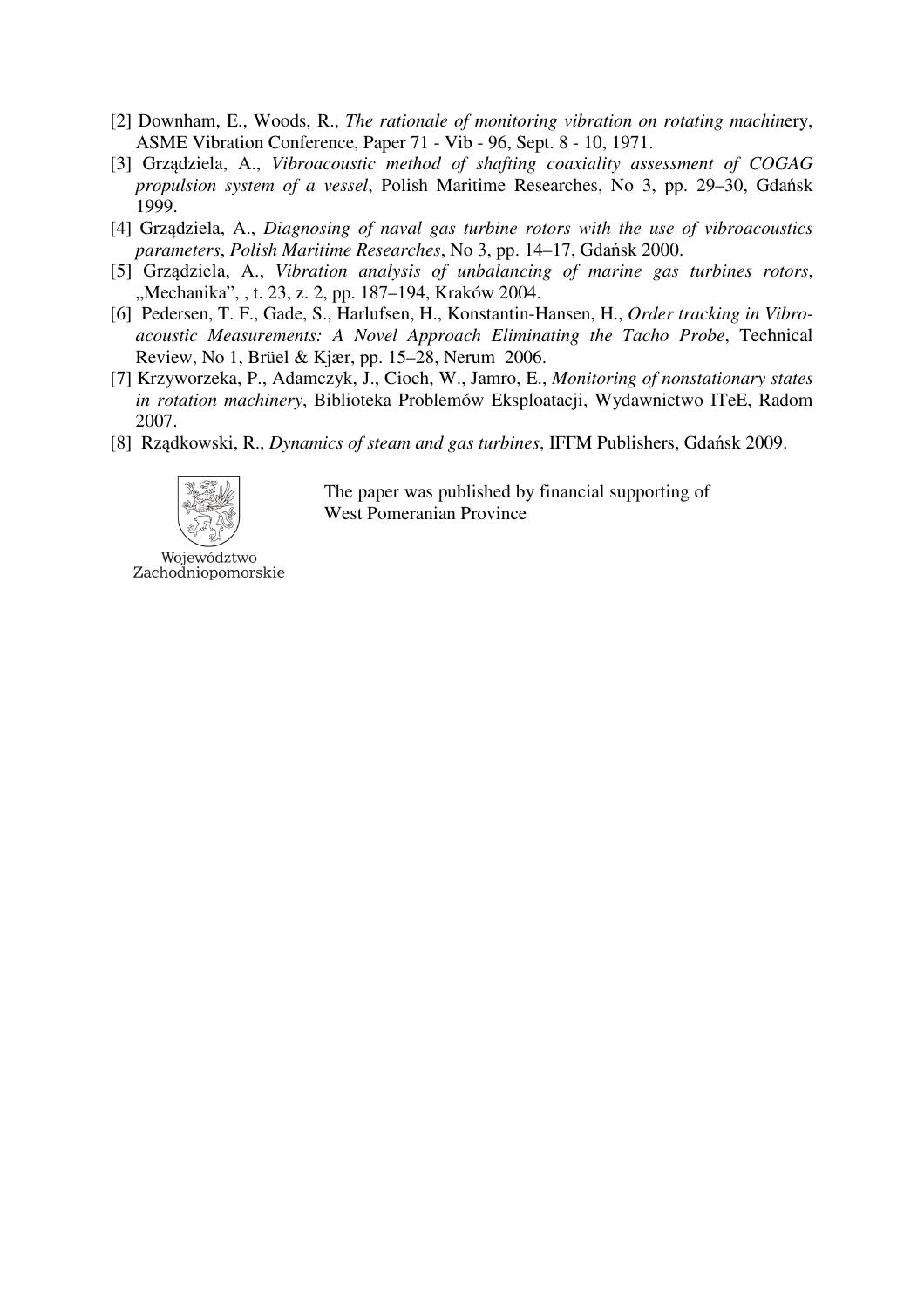[2] Downham, E., Woods, R., *The rationale of monitoring vibration on rotating machin*ery, ASME Vibration Conference, Paper 71 - Vib - 96, Sept. 8 - 10, 1971.

[3] Grządziela, A., *Vibroacoustic method of shafting coaxiality assessment of COGAG propulsion system of a vessel*, Polish Maritime Researches, No 3, pp. 29–30, Gdańsk 1999.

[4] Grządziela, A., *Diagnosing of naval gas turbine rotors with the use of vibroacoustics parameters*, *Polish Maritime Researches*, No 3, pp. 14–17, Gdańsk 2000.

[5] Grządziela, A., *Vibration analysis of unbalancing of marine gas turbines rotors*, „Mechanika", , t. 23, z. 2, pp. 187–194, Kraków 2004.

[6] Pedersen, T. F., Gade, S., Harlufsen, H., Konstantin-Hansen, H., *Order tracking in Vibro-acoustic Measurements: A Novel Approach Eliminating the Tacho Probe*, Technical Review, No 1, Brüel & Kjær, pp. 15–28, Nerum 2006.

[7] Krzyworzeka, P., Adamczyk, J., Cioch, W., Jamro, E., *Monitoring of nonstationary states in rotation machinery*, Biblioteka Problemów Eksploatacji, Wydawnictwo ITeE, Radom 2007.

[8] Rządkowski, R., *Dynamics of steam and gas turbines*, IFFM Publishers, Gdańsk 2009.

Województwo Zachodniopomorskie

The paper was published by financial supporting of West Pomeranian Province